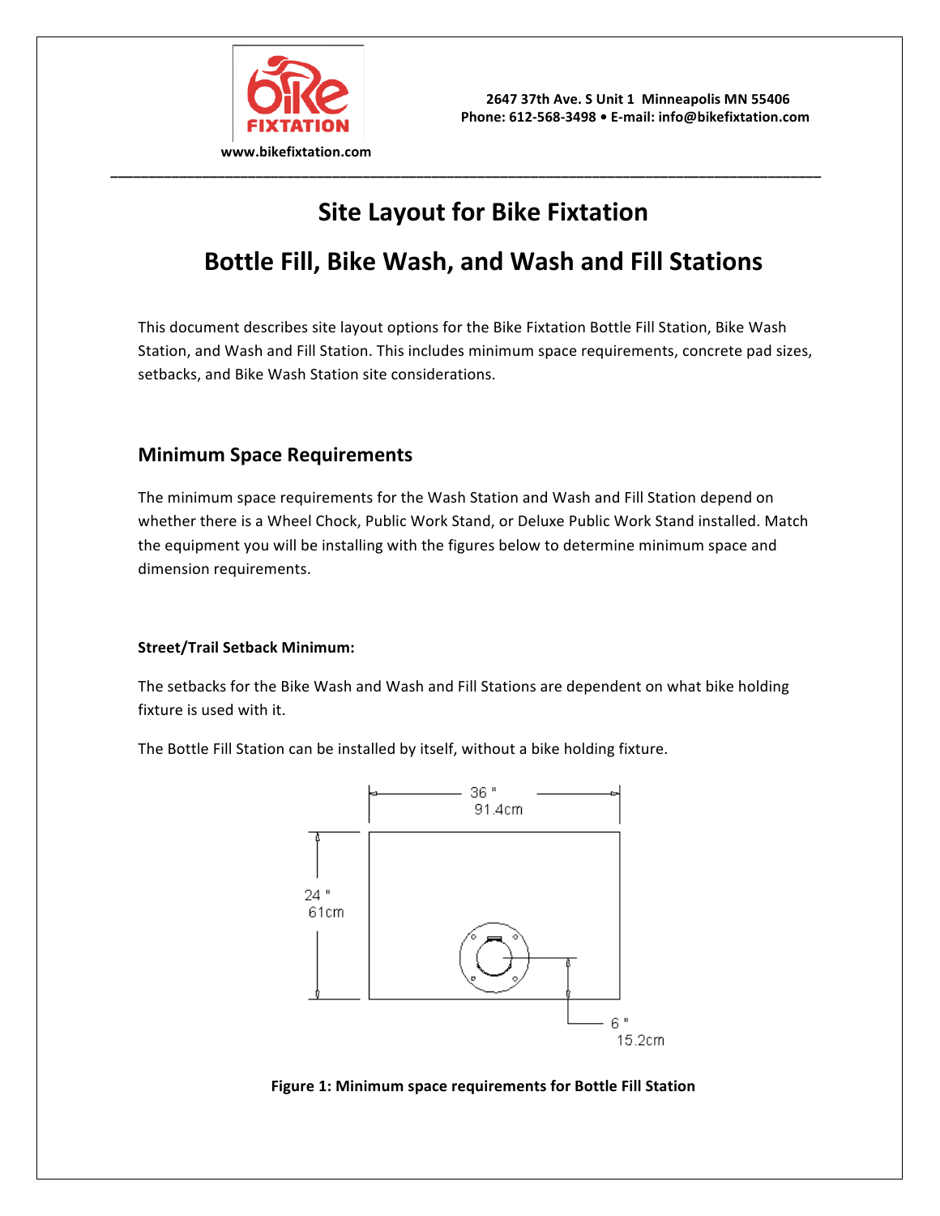2647 37th Ave. S Unit 1 Minneapolis MN 55406
Phone: 612-568-3498 • E-mail: info@bikefixtation.com

www.bikefixtation.com

# Site Layout for Bike Fixtation

# Bottle Fill, Bike Wash, and Wash and Fill Stations

This document describes site layout options for the Bike Fixtation Bottle Fill Station, Bike Wash Station, and Wash and Fill Station. This includes minimum space requirements, concrete pad sizes, setbacks, and Bike Wash Station site considerations.

## Minimum Space Requirements

The minimum space requirements for the Wash Station and Wash and Fill Station depend on whether there is a Wheel Chock, Public Work Stand, or Deluxe Public Work Stand installed. Match the equipment you will be installing with the figures below to determine minimum space and dimension requirements.

**Street/Trail Setback Minimum:**

The setbacks for the Bike Wash and Wash and Fill Stations are dependent on what bike holding fixture is used with it.

The Bottle Fill Station can be installed by itself, without a bike holding fixture.

36 " 91.4cm

24 " 61cm

6 " 15.2cm

**Figure 1: Minimum space requirements for Bottle Fill Station**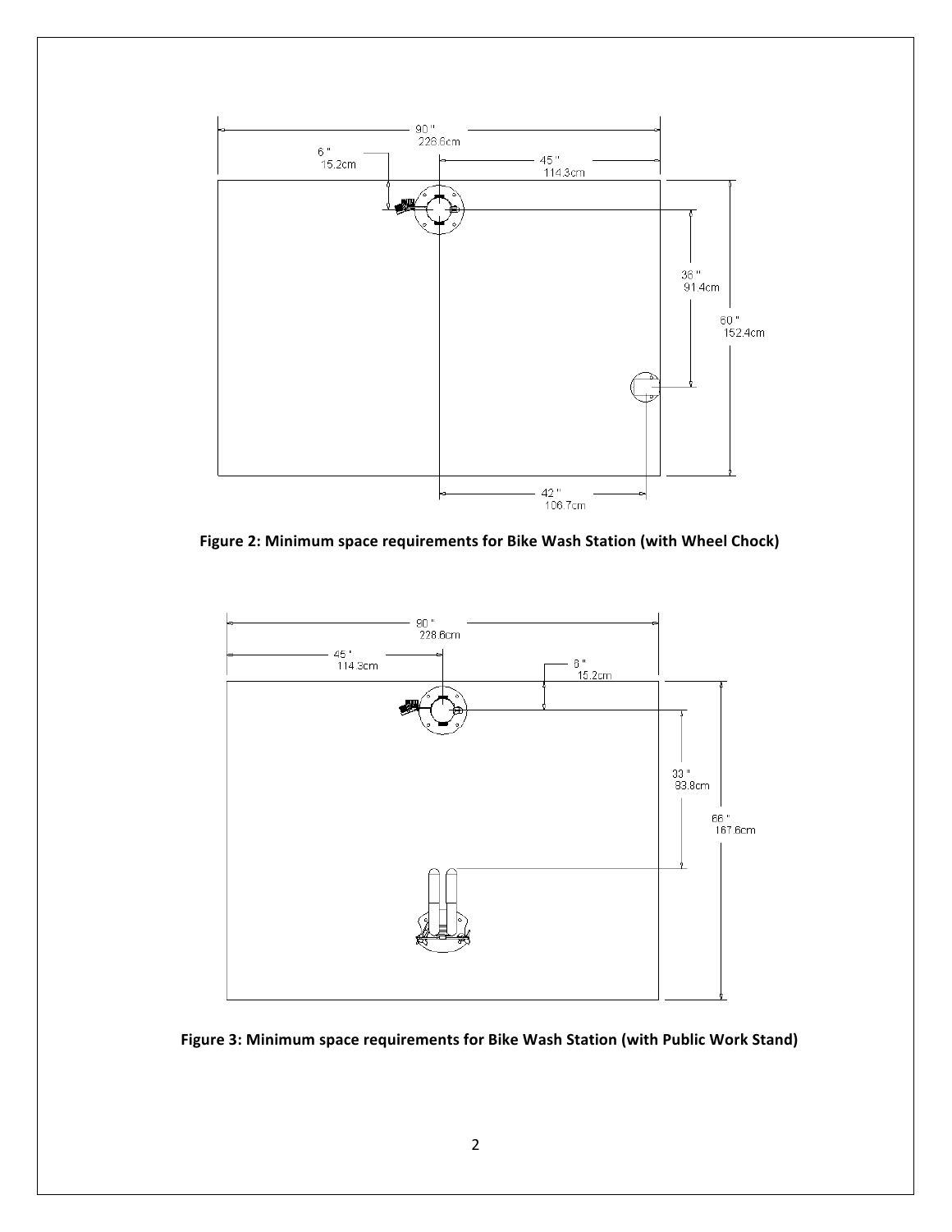90 "
228.6cm

6 "
15.2cm

45 "
114.3cm

36 "
91.4cm

60 "
152.4cm

42 "
106.7cm

**Figure 2: Minimum space requirements for Bike Wash Station (with Wheel Chock)**

90 "
228.6cm

45 "
114.3cm

6 "
15.2cm

33 "
83.8cm

66 "
167.6cm

**Figure 3: Minimum space requirements for Bike Wash Station (with Public Work Stand)**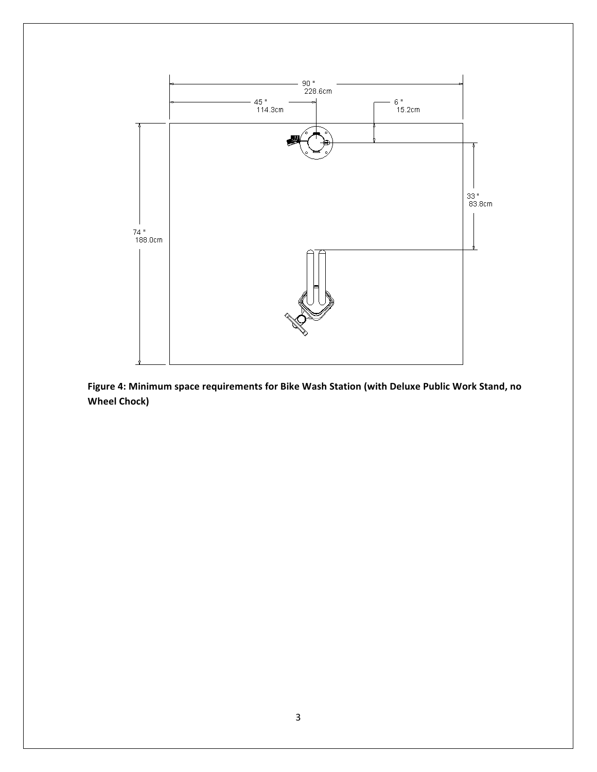90 "
228.6cm

45 "
114.3cm

6 "
15.2cm

33 "
83.8cm

74 "
188.0cm

**Figure 4: Minimum space requirements for Bike Wash Station (with Deluxe Public Work Stand, no Wheel Chock)**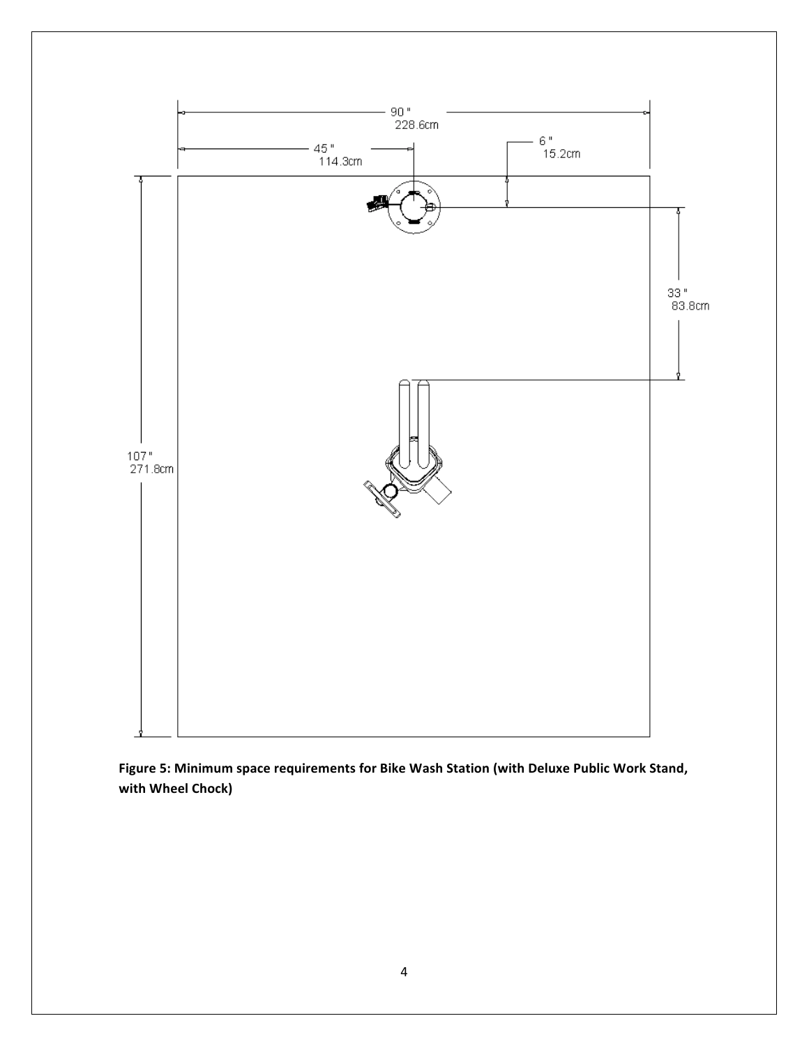90"
228.6cm

45"
114.3cm

6"
15.2cm

33"
83.8cm

107"
271.8cm

**Figure 5: Minimum space requirements for Bike Wash Station (with Deluxe Public Work Stand, with Wheel Chock)**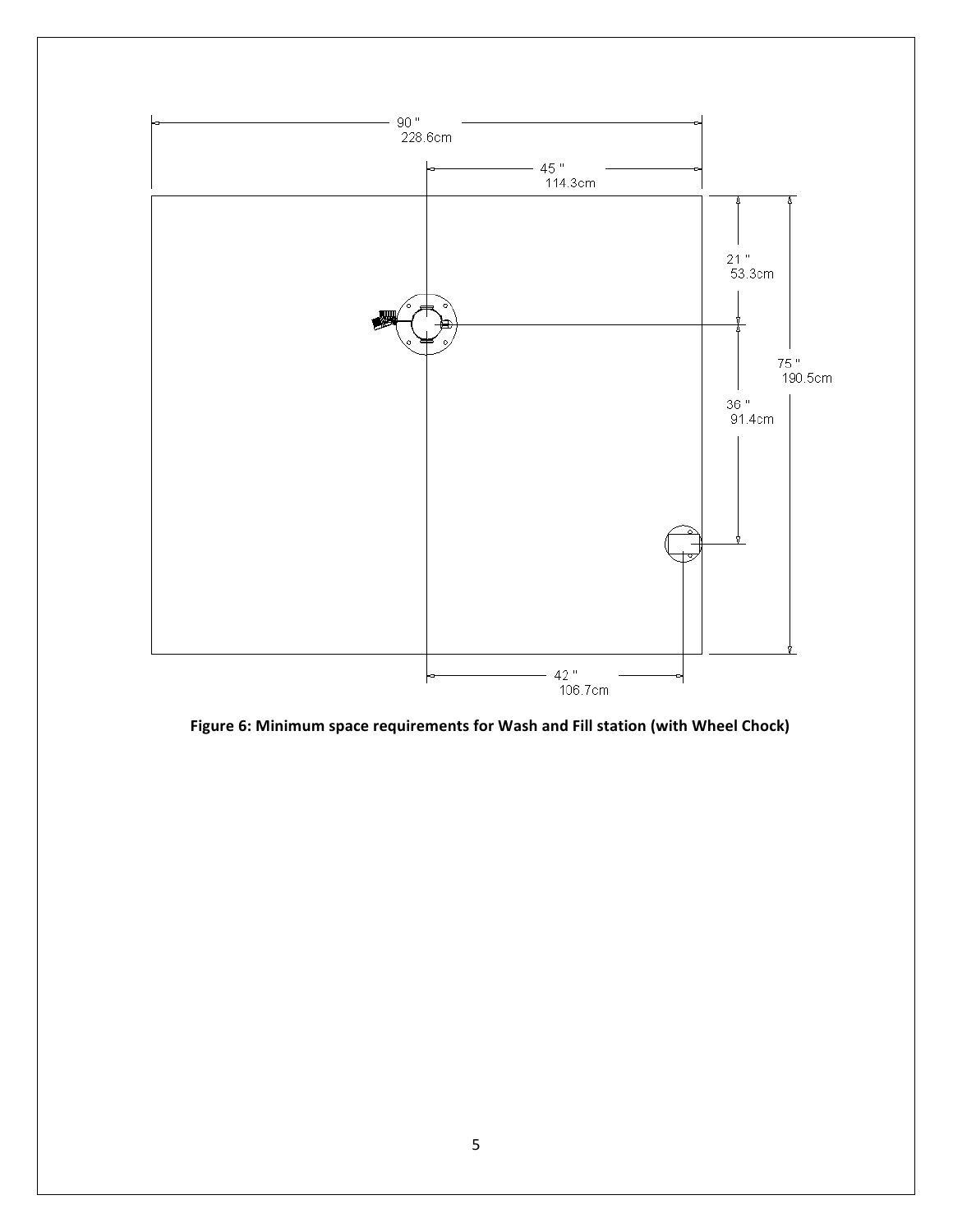90 "
228.6cm

45 "
114.3cm

21 "
53.3cm

75 "
190.5cm

36 "
91.4cm

42 "
106.7cm

**Figure 6: Minimum space requirements for Wash and Fill station (with Wheel Chock)**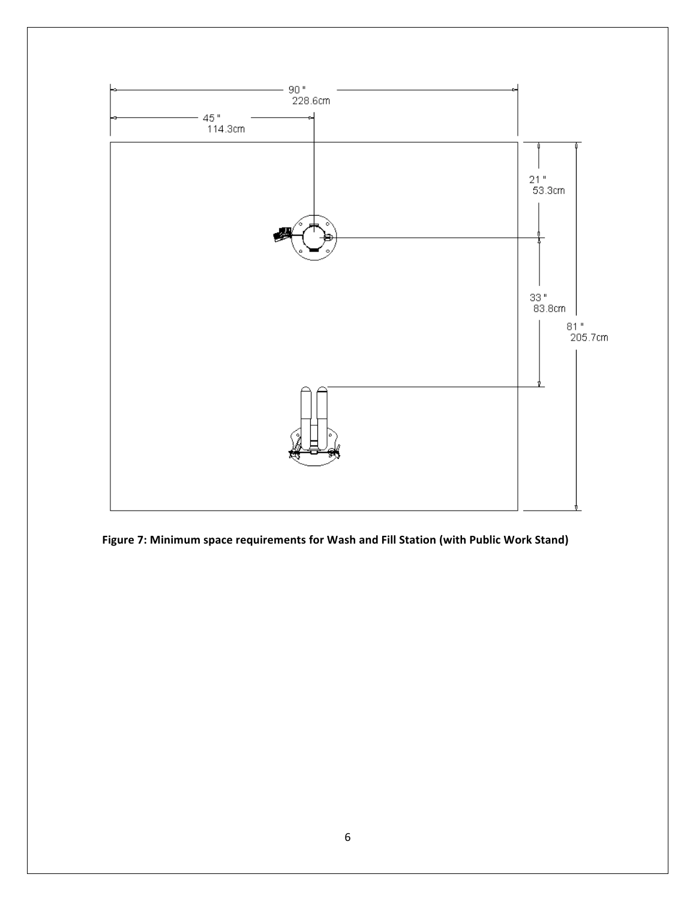**Figure 7: Minimum space requirements for Wash and Fill Station (with Public Work Stand)**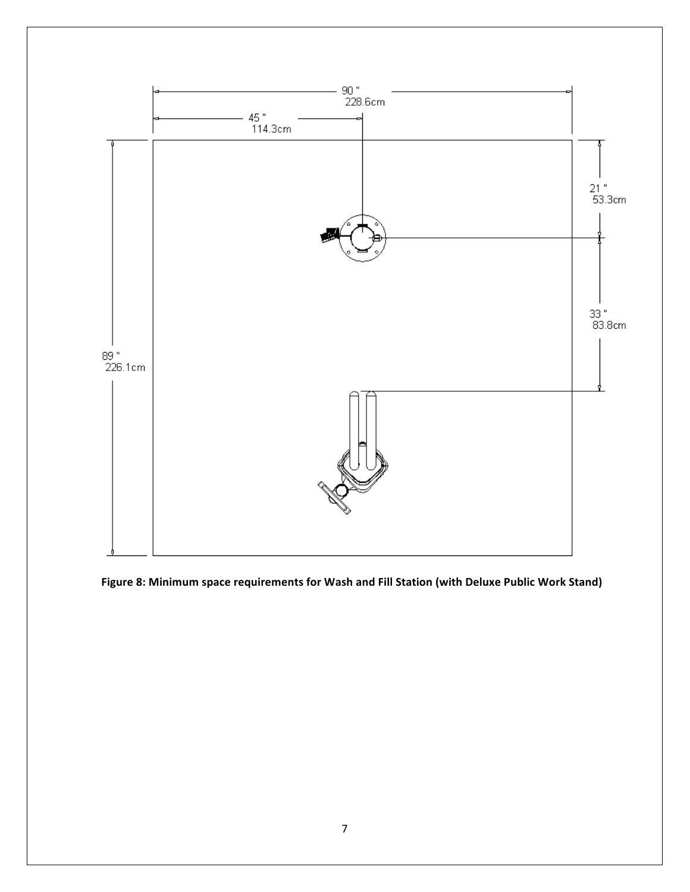90 "
228.6cm

45 "
114.3cm

21 "
53.3cm

33 "
83.8cm

89 "
226.1cm

**Figure 8: Minimum space requirements for Wash and Fill Station (with Deluxe Public Work Stand)**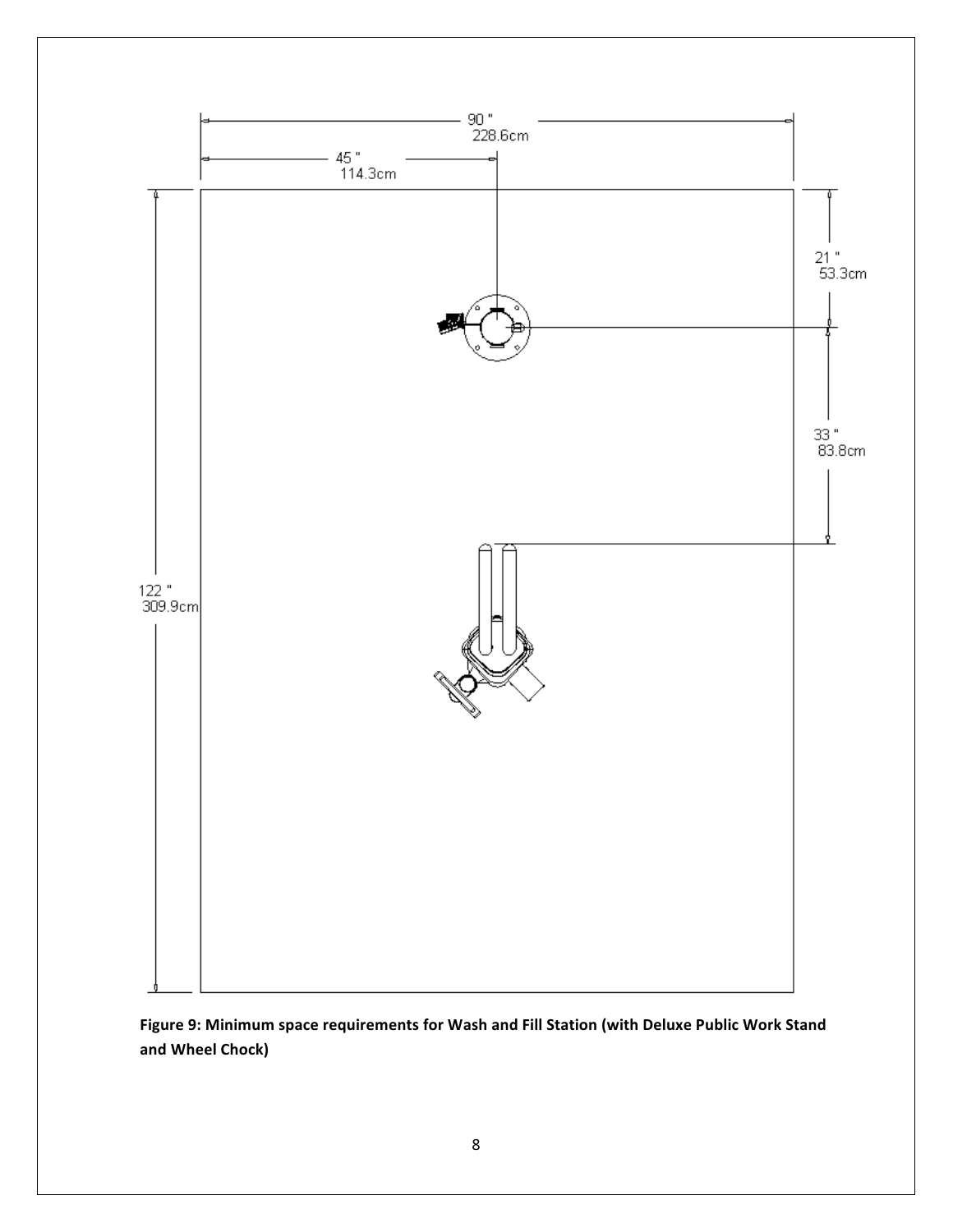90 "
228.6cm

45 "
114.3cm

21 "
53.3cm

33 "
83.8cm

122 "
309.9cm

**Figure 9: Minimum space requirements for Wash and Fill Station (with Deluxe Public Work Stand and Wheel Chock)**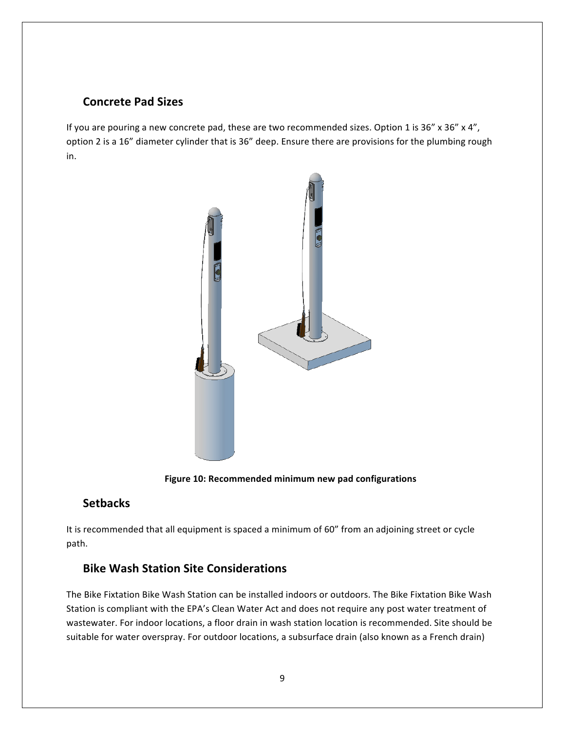## Concrete Pad Sizes

If you are pouring a new concrete pad, these are two recommended sizes. Option 1 is 36" x 36" x 4", option 2 is a 16" diameter cylinder that is 36" deep. Ensure there are provisions for the plumbing rough in.

**Figure 10: Recommended minimum new pad configurations**

## Setbacks

It is recommended that all equipment is spaced a minimum of 60" from an adjoining street or cycle path.

## Bike Wash Station Site Considerations

The Bike Fixtation Bike Wash Station can be installed indoors or outdoors. The Bike Fixtation Bike Wash Station is compliant with the EPA's Clean Water Act and does not require any post water treatment of wastewater. For indoor locations, a floor drain in wash station location is recommended. Site should be suitable for water overspray. For outdoor locations, a subsurface drain (also known as a French drain)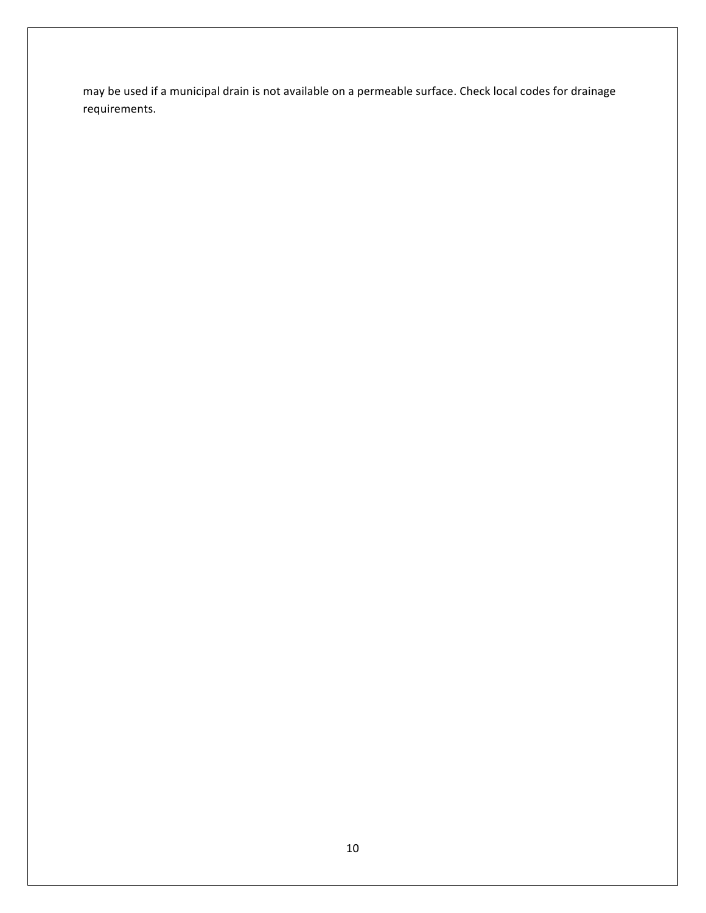may be used if a municipal drain is not available on a permeable surface. Check local codes for drainage requirements.